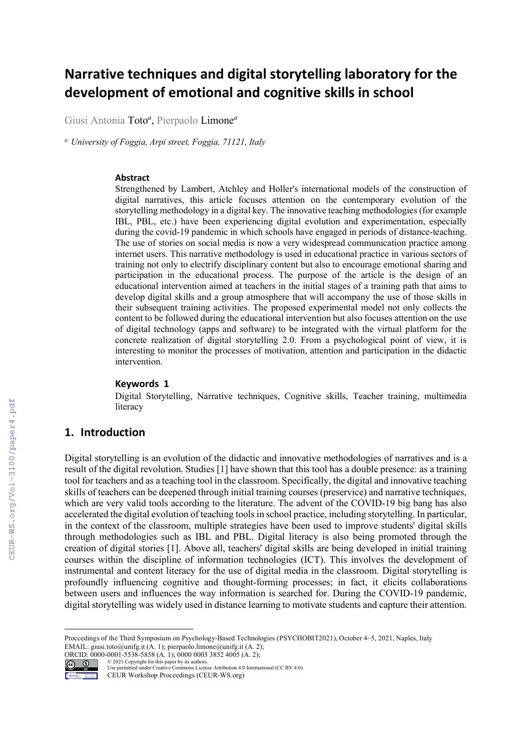# Narrative techniques and digital storytelling laboratory for the development of emotional and cognitive skills in school

Giusi Antonia Toto[a], Pierpaolo Limone[a]

[a] *University of Foggia, Arpi street, Foggia, 71121, Italy*

### Abstract

Strengthened by Lambert, Atchley and Holler's international models of the construction of digital narratives, this article focuses attention on the contemporary evolution of the storytelling methodology in a digital key. The innovative teaching methodologies (for example IBL, PBL, etc.) have been experiencing digital evolution and experimentation, especially during the covid-19 pandemic in which schools have engaged in periods of distance-teaching. The use of stories on social media is now a very widespread communication practice among internet users. This narrative methodology is used in educational practice in various sectors of training not only to electrify disciplinary content but also to encourage emotional sharing and participation in the educational process. The purpose of the article is the design of an educational intervention aimed at teachers in the initial stages of a training path that aims to develop digital skills and a group atmosphere that will accompany the use of those skills in their subsequent training activities. The proposed experimental model not only collects the content to be followed during the educational intervention but also focuses attention on the use of digital technology (apps and software) to be integrated with the virtual platform for the concrete realization of digital storytelling 2.0. From a psychological point of view, it is interesting to monitor the processes of motivation, attention and participation in the didactic intervention.

### Keywords 1

Digital Storytelling, Narrative techniques, Cognitive skills, Teacher training, multimedia literacy

## 1. Introduction

Digital storytelling is an evolution of the didactic and innovative methodologies of narratives and is a result of the digital revolution. Studies [1] have shown that this tool has a double presence: as a training tool for teachers and as a teaching tool in the classroom. Specifically, the digital and innovative teaching skills of teachers can be deepened through initial training courses (preservice) and narrative techniques, which are very valid tools according to the literature. The advent of the COVID-19 big bang has also accelerated the digital evolution of teaching tools in school practice, including storytelling. In particular, in the context of the classroom, multiple strategies have been used to improve students' digital skills through methodologies such as IBL and PBL. Digital literacy is also being promoted through the creation of digital stories [1]. Above all, teachers' digital skills are being developed in initial training courses within the discipline of information technologies (ICT). This involves the development of instrumental and content literacy for the use of digital media in the classroom. Digital storytelling is profoundly influencing cognitive and thought-forming processes; in fact, it elicits collaborations between users and influences the way information is searched for. During the COVID-19 pandemic, digital storytelling was widely used in distance learning to motivate students and capture their attention.

Proccedings of the Third Symposium on Psychology-Based Technologies (PSYCHOBIT2021), October 4–5, 2021, Naples, Italy
EMAIL: giusi.toto@unifg.it (A. 1); pierpaolo.limone@unifg.it (A. 2);
ORCID: 0000-0001-5538-5858 (A. 1); 0000 0003 3852 4005 (A. 2);
© 2021 Copyright for this paper by its authors.
Use permitted under Creative Commons License Attribution 4.0 International (CC BY 4.0).
CEUR Workshop Proceedings (CEUR-WS.org)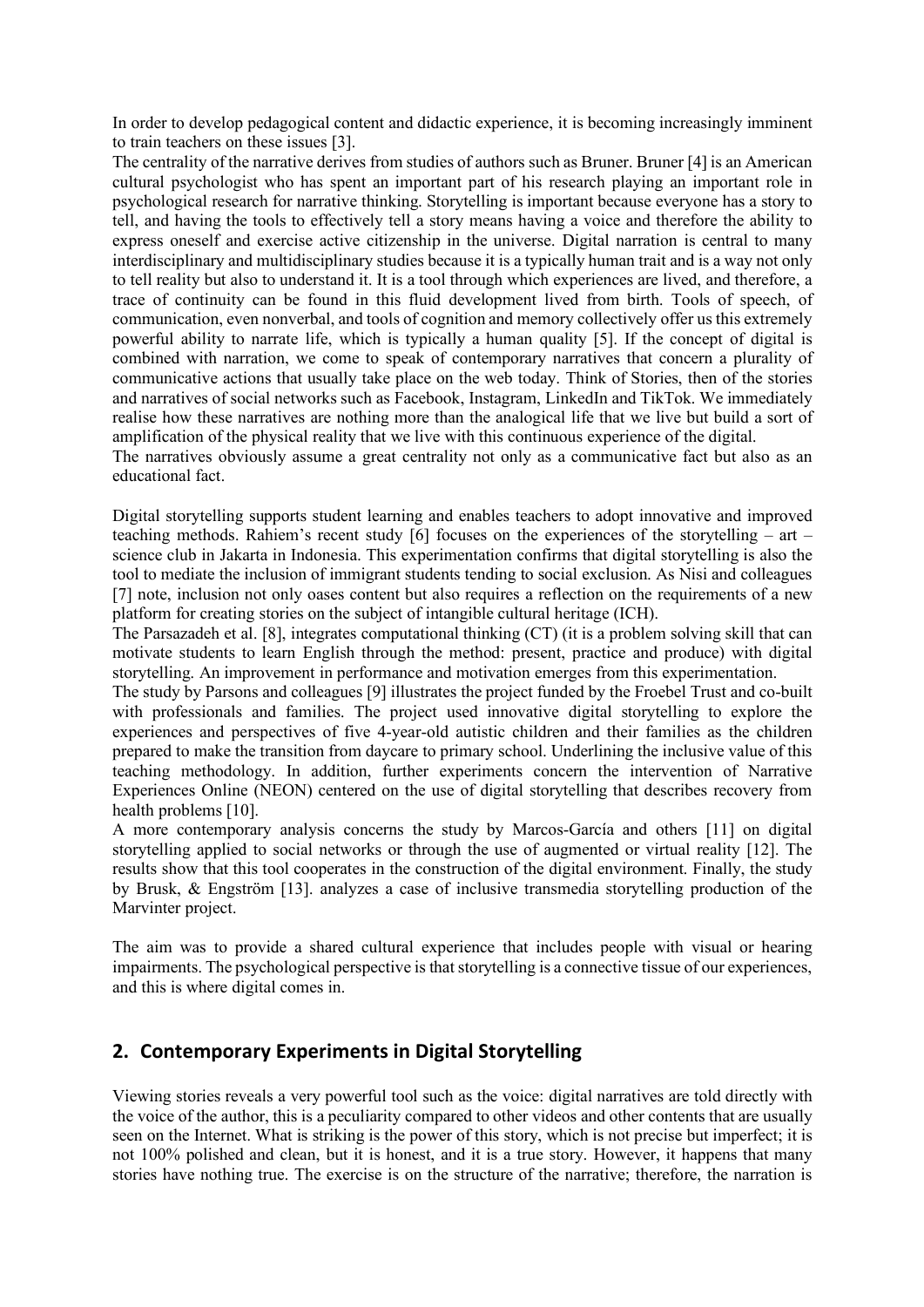In order to develop pedagogical content and didactic experience, it is becoming increasingly imminent to train teachers on these issues [3].

The centrality of the narrative derives from studies of authors such as Bruner. Bruner [4] is an American cultural psychologist who has spent an important part of his research playing an important role in psychological research for narrative thinking. Storytelling is important because everyone has a story to tell, and having the tools to effectively tell a story means having a voice and therefore the ability to express oneself and exercise active citizenship in the universe. Digital narration is central to many interdisciplinary and multidisciplinary studies because it is a typically human trait and is a way not only to tell reality but also to understand it. It is a tool through which experiences are lived, and therefore, a trace of continuity can be found in this fluid development lived from birth. Tools of speech, of communication, even nonverbal, and tools of cognition and memory collectively offer us this extremely powerful ability to narrate life, which is typically a human quality [5]. If the concept of digital is combined with narration, we come to speak of contemporary narratives that concern a plurality of communicative actions that usually take place on the web today. Think of Stories, then of the stories and narratives of social networks such as Facebook, Instagram, LinkedIn and TikTok. We immediately realise how these narratives are nothing more than the analogical life that we live but build a sort of amplification of the physical reality that we live with this continuous experience of the digital.

The narratives obviously assume a great centrality not only as a communicative fact but also as an educational fact.

Digital storytelling supports student learning and enables teachers to adopt innovative and improved teaching methods. Rahiem's recent study [6] focuses on the experiences of the storytelling – art – science club in Jakarta in Indonesia. This experimentation confirms that digital storytelling is also the tool to mediate the inclusion of immigrant students tending to social exclusion. As Nisi and colleagues [7] note, inclusion not only oases content but also requires a reflection on the requirements of a new platform for creating stories on the subject of intangible cultural heritage (ICH).

The Parsazadeh et al. [8], integrates computational thinking (CT) (it is a problem solving skill that can motivate students to learn English through the method: present, practice and produce) with digital storytelling. An improvement in performance and motivation emerges from this experimentation.

The study by Parsons and colleagues [9] illustrates the project funded by the Froebel Trust and co-built with professionals and families. The project used innovative digital storytelling to explore the experiences and perspectives of five 4-year-old autistic children and their families as the children prepared to make the transition from daycare to primary school. Underlining the inclusive value of this teaching methodology. In addition, further experiments concern the intervention of Narrative Experiences Online (NEON) centered on the use of digital storytelling that describes recovery from health problems [10].

A more contemporary analysis concerns the study by Marcos-García and others [11] on digital storytelling applied to social networks or through the use of augmented or virtual reality [12]. The results show that this tool cooperates in the construction of the digital environment. Finally, the study by Brusk, & Engström [13]. analyzes a case of inclusive transmedia storytelling production of the Marvinter project.

The aim was to provide a shared cultural experience that includes people with visual or hearing impairments. The psychological perspective is that storytelling is a connective tissue of our experiences, and this is where digital comes in.

## 2. Contemporary Experiments in Digital Storytelling

Viewing stories reveals a very powerful tool such as the voice: digital narratives are told directly with the voice of the author, this is a peculiarity compared to other videos and other contents that are usually seen on the Internet. What is striking is the power of this story, which is not precise but imperfect; it is not 100% polished and clean, but it is honest, and it is a true story. However, it happens that many stories have nothing true. The exercise is on the structure of the narrative; therefore, the narration is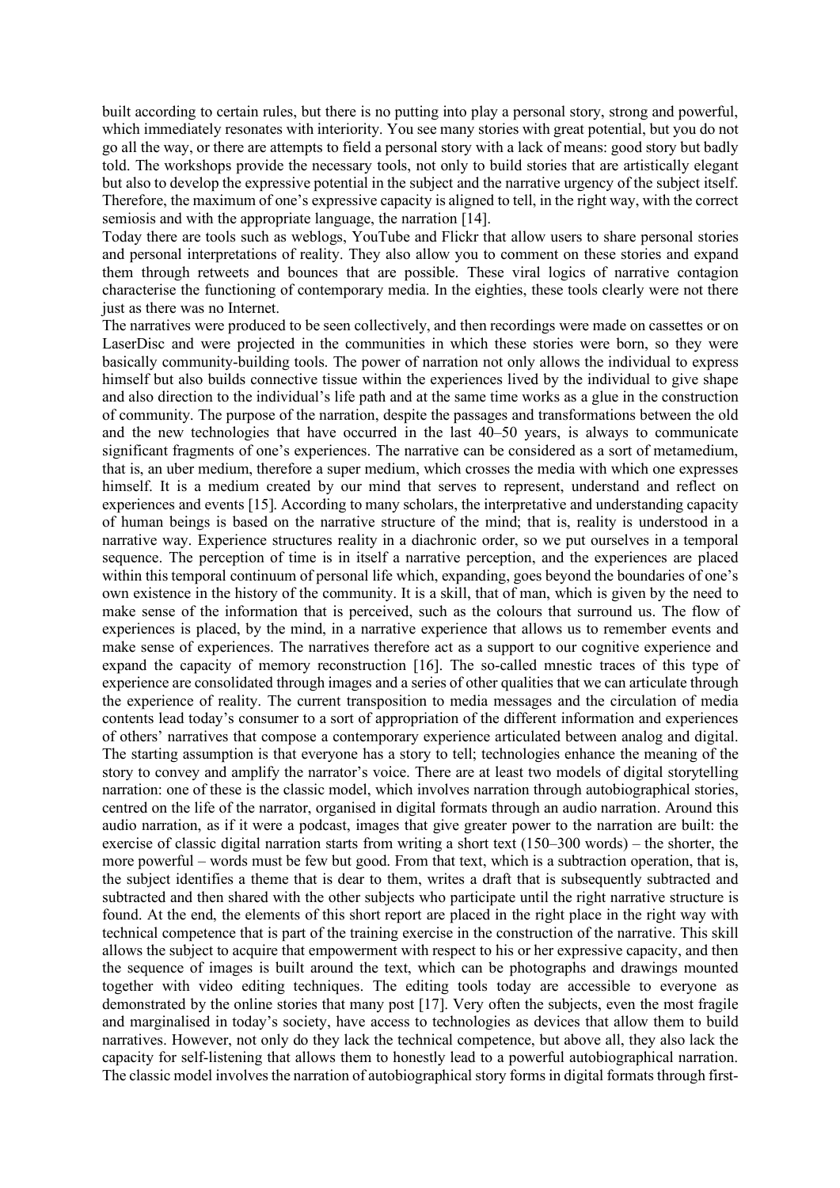built according to certain rules, but there is no putting into play a personal story, strong and powerful, which immediately resonates with interiority. You see many stories with great potential, but you do not go all the way, or there are attempts to field a personal story with a lack of means: good story but badly told. The workshops provide the necessary tools, not only to build stories that are artistically elegant but also to develop the expressive potential in the subject and the narrative urgency of the subject itself. Therefore, the maximum of one's expressive capacity is aligned to tell, in the right way, with the correct semiosis and with the appropriate language, the narration [14].

Today there are tools such as weblogs, YouTube and Flickr that allow users to share personal stories and personal interpretations of reality. They also allow you to comment on these stories and expand them through retweets and bounces that are possible. These viral logics of narrative contagion characterise the functioning of contemporary media. In the eighties, these tools clearly were not there just as there was no Internet.

The narratives were produced to be seen collectively, and then recordings were made on cassettes or on LaserDisc and were projected in the communities in which these stories were born, so they were basically community-building tools. The power of narration not only allows the individual to express himself but also builds connective tissue within the experiences lived by the individual to give shape and also direction to the individual's life path and at the same time works as a glue in the construction of community. The purpose of the narration, despite the passages and transformations between the old and the new technologies that have occurred in the last 40–50 years, is always to communicate significant fragments of one's experiences. The narrative can be considered as a sort of metamedium, that is, an uber medium, therefore a super medium, which crosses the media with which one expresses himself. It is a medium created by our mind that serves to represent, understand and reflect on experiences and events [15]. According to many scholars, the interpretative and understanding capacity of human beings is based on the narrative structure of the mind; that is, reality is understood in a narrative way. Experience structures reality in a diachronic order, so we put ourselves in a temporal sequence. The perception of time is in itself a narrative perception, and the experiences are placed within this temporal continuum of personal life which, expanding, goes beyond the boundaries of one's own existence in the history of the community. It is a skill, that of man, which is given by the need to make sense of the information that is perceived, such as the colours that surround us. The flow of experiences is placed, by the mind, in a narrative experience that allows us to remember events and make sense of experiences. The narratives therefore act as a support to our cognitive experience and expand the capacity of memory reconstruction [16]. The so-called mnestic traces of this type of experience are consolidated through images and a series of other qualities that we can articulate through the experience of reality. The current transposition to media messages and the circulation of media contents lead today's consumer to a sort of appropriation of the different information and experiences of others' narratives that compose a contemporary experience articulated between analog and digital. The starting assumption is that everyone has a story to tell; technologies enhance the meaning of the story to convey and amplify the narrator's voice. There are at least two models of digital storytelling narration: one of these is the classic model, which involves narration through autobiographical stories, centred on the life of the narrator, organised in digital formats through an audio narration. Around this audio narration, as if it were a podcast, images that give greater power to the narration are built: the exercise of classic digital narration starts from writing a short text (150–300 words) – the shorter, the more powerful – words must be few but good. From that text, which is a subtraction operation, that is, the subject identifies a theme that is dear to them, writes a draft that is subsequently subtracted and subtracted and then shared with the other subjects who participate until the right narrative structure is found. At the end, the elements of this short report are placed in the right place in the right way with technical competence that is part of the training exercise in the construction of the narrative. This skill allows the subject to acquire that empowerment with respect to his or her expressive capacity, and then the sequence of images is built around the text, which can be photographs and drawings mounted together with video editing techniques. The editing tools today are accessible to everyone as demonstrated by the online stories that many post [17]. Very often the subjects, even the most fragile and marginalised in today's society, have access to technologies as devices that allow them to build narratives. However, not only do they lack the technical competence, but above all, they also lack the capacity for self-listening that allows them to honestly lead to a powerful autobiographical narration. The classic model involves the narration of autobiographical story forms in digital formats through first-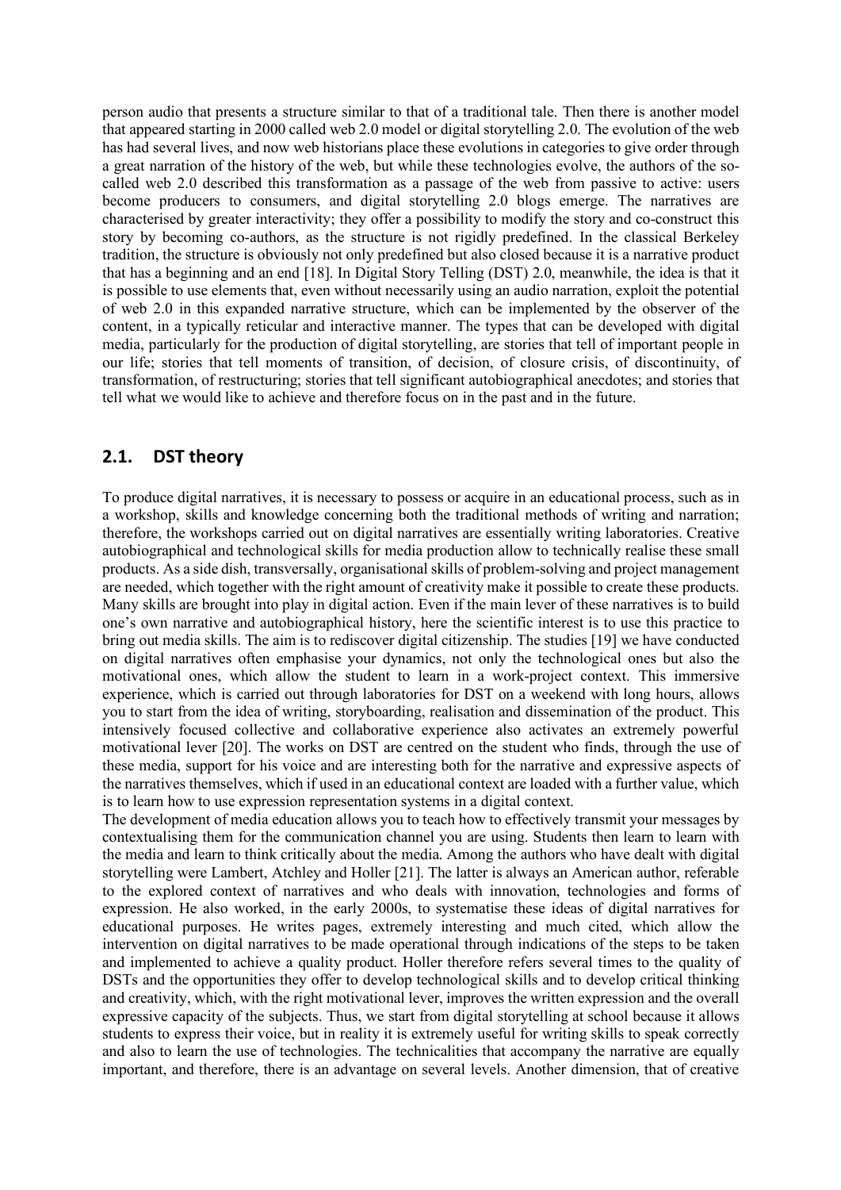person audio that presents a structure similar to that of a traditional tale. Then there is another model that appeared starting in 2000 called web 2.0 model or digital storytelling 2.0. The evolution of the web has had several lives, and now web historians place these evolutions in categories to give order through a great narration of the history of the web, but while these technologies evolve, the authors of the so-called web 2.0 described this transformation as a passage of the web from passive to active: users become producers to consumers, and digital storytelling 2.0 blogs emerge. The narratives are characterised by greater interactivity; they offer a possibility to modify the story and co-construct this story by becoming co-authors, as the structure is not rigidly predefined. In the classical Berkeley tradition, the structure is obviously not only predefined but also closed because it is a narrative product that has a beginning and an end [18]. In Digital Story Telling (DST) 2.0, meanwhile, the idea is that it is possible to use elements that, even without necessarily using an audio narration, exploit the potential of web 2.0 in this expanded narrative structure, which can be implemented by the observer of the content, in a typically reticular and interactive manner. The types that can be developed with digital media, particularly for the production of digital storytelling, are stories that tell of important people in our life; stories that tell moments of transition, of decision, of closure crisis, of discontinuity, of transformation, of restructuring; stories that tell significant autobiographical anecdotes; and stories that tell what we would like to achieve and therefore focus on in the past and in the future.

## 2.1. DST theory

To produce digital narratives, it is necessary to possess or acquire in an educational process, such as in a workshop, skills and knowledge concerning both the traditional methods of writing and narration; therefore, the workshops carried out on digital narratives are essentially writing laboratories. Creative autobiographical and technological skills for media production allow to technically realise these small products. As a side dish, transversally, organisational skills of problem-solving and project management are needed, which together with the right amount of creativity make it possible to create these products. Many skills are brought into play in digital action. Even if the main lever of these narratives is to build one's own narrative and autobiographical history, here the scientific interest is to use this practice to bring out media skills. The aim is to rediscover digital citizenship. The studies [19] we have conducted on digital narratives often emphasise your dynamics, not only the technological ones but also the motivational ones, which allow the student to learn in a work-project context. This immersive experience, which is carried out through laboratories for DST on a weekend with long hours, allows you to start from the idea of writing, storyboarding, realisation and dissemination of the product. This intensively focused collective and collaborative experience also activates an extremely powerful motivational lever [20]. The works on DST are centred on the student who finds, through the use of these media, support for his voice and are interesting both for the narrative and expressive aspects of the narratives themselves, which if used in an educational context are loaded with a further value, which is to learn how to use expression representation systems in a digital context.

The development of media education allows you to teach how to effectively transmit your messages by contextualising them for the communication channel you are using. Students then learn to learn with the media and learn to think critically about the media. Among the authors who have dealt with digital storytelling were Lambert, Atchley and Holler [21]. The latter is always an American author, referable to the explored context of narratives and who deals with innovation, technologies and forms of expression. He also worked, in the early 2000s, to systematise these ideas of digital narratives for educational purposes. He writes pages, extremely interesting and much cited, which allow the intervention on digital narratives to be made operational through indications of the steps to be taken and implemented to achieve a quality product. Holler therefore refers several times to the quality of DSTs and the opportunities they offer to develop technological skills and to develop critical thinking and creativity, which, with the right motivational lever, improves the written expression and the overall expressive capacity of the subjects. Thus, we start from digital storytelling at school because it allows students to express their voice, but in reality it is extremely useful for writing skills to speak correctly and also to learn the use of technologies. The technicalities that accompany the narrative are equally important, and therefore, there is an advantage on several levels. Another dimension, that of creative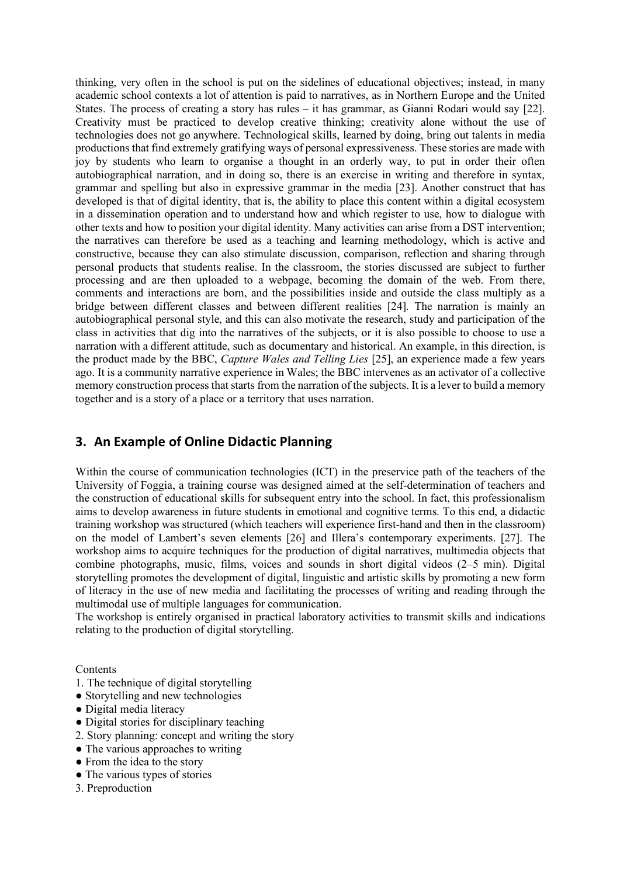thinking, very often in the school is put on the sidelines of educational objectives; instead, in many academic school contexts a lot of attention is paid to narratives, as in Northern Europe and the United States. The process of creating a story has rules – it has grammar, as Gianni Rodari would say [22]. Creativity must be practiced to develop creative thinking; creativity alone without the use of technologies does not go anywhere. Technological skills, learned by doing, bring out talents in media productions that find extremely gratifying ways of personal expressiveness. These stories are made with joy by students who learn to organise a thought in an orderly way, to put in order their often autobiographical narration, and in doing so, there is an exercise in writing and therefore in syntax, grammar and spelling but also in expressive grammar in the media [23]. Another construct that has developed is that of digital identity, that is, the ability to place this content within a digital ecosystem in a dissemination operation and to understand how and which register to use, how to dialogue with other texts and how to position your digital identity. Many activities can arise from a DST intervention; the narratives can therefore be used as a teaching and learning methodology, which is active and constructive, because they can also stimulate discussion, comparison, reflection and sharing through personal products that students realise. In the classroom, the stories discussed are subject to further processing and are then uploaded to a webpage, becoming the domain of the web. From there, comments and interactions are born, and the possibilities inside and outside the class multiply as a bridge between different classes and between different realities [24]. The narration is mainly an autobiographical personal style, and this can also motivate the research, study and participation of the class in activities that dig into the narratives of the subjects, or it is also possible to choose to use a narration with a different attitude, such as documentary and historical. An example, in this direction, is the product made by the BBC, *Capture Wales and Telling Lies* [25], an experience made a few years ago. It is a community narrative experience in Wales; the BBC intervenes as an activator of a collective memory construction process that starts from the narration of the subjects. It is a lever to build a memory together and is a story of a place or a territory that uses narration.

## 3. An Example of Online Didactic Planning

Within the course of communication technologies (ICT) in the preservice path of the teachers of the University of Foggia, a training course was designed aimed at the self-determination of teachers and the construction of educational skills for subsequent entry into the school. In fact, this professionalism aims to develop awareness in future students in emotional and cognitive terms. To this end, a didactic training workshop was structured (which teachers will experience first-hand and then in the classroom) on the model of Lambert's seven elements [26] and Illera's contemporary experiments. [27]. The workshop aims to acquire techniques for the production of digital narratives, multimedia objects that combine photographs, music, films, voices and sounds in short digital videos (2–5 min). Digital storytelling promotes the development of digital, linguistic and artistic skills by promoting a new form of literacy in the use of new media and facilitating the processes of writing and reading through the multimodal use of multiple languages for communication.

The workshop is entirely organised in practical laboratory activities to transmit skills and indications relating to the production of digital storytelling.

Contents

1. The technique of digital storytelling
   - Storytelling and new technologies
   - Digital media literacy
   - Digital stories for disciplinary teaching
2. Story planning: concept and writing the story
   - The various approaches to writing
   - From the idea to the story
   - The various types of stories
3. Preproduction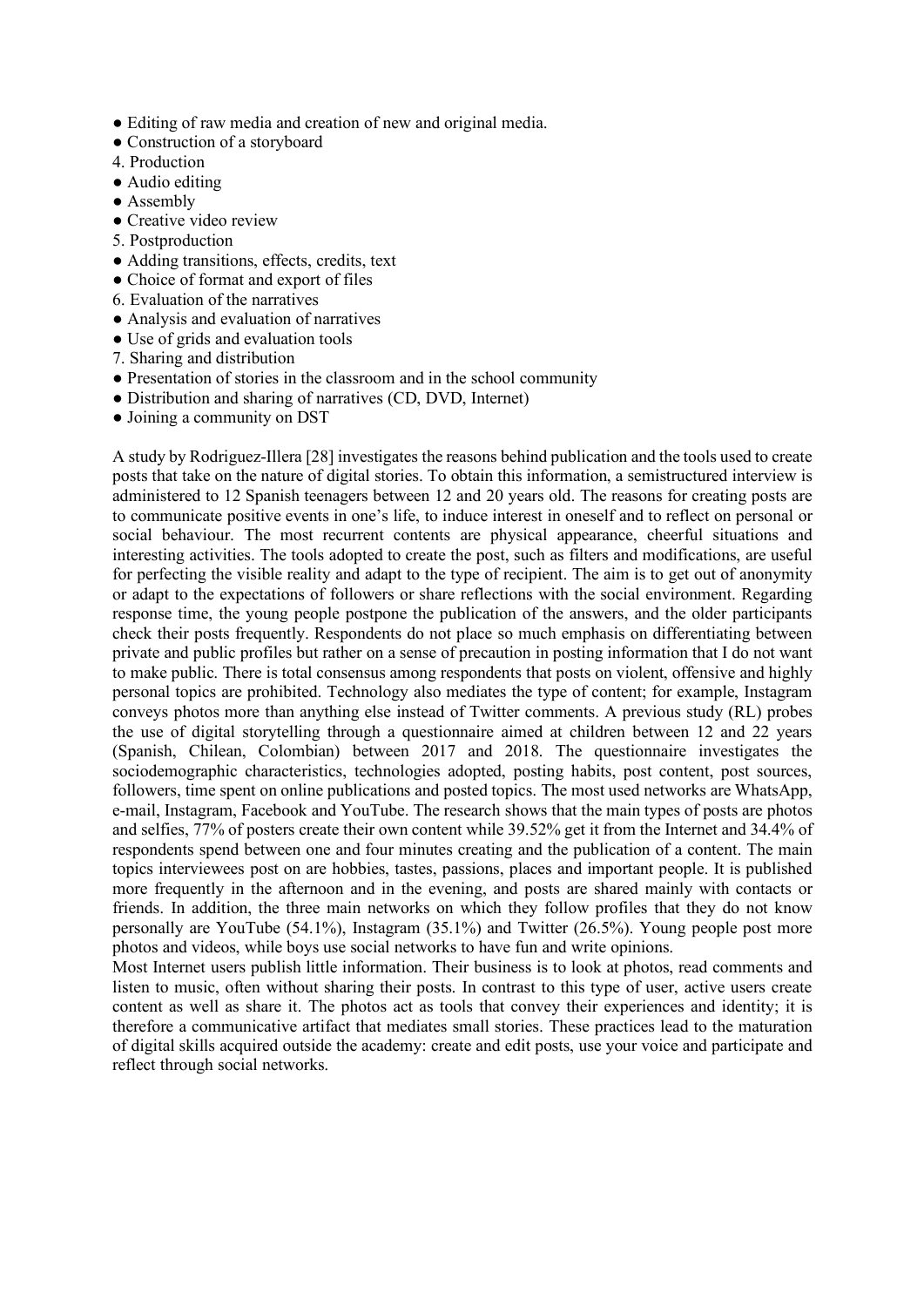- Editing of raw media and creation of new and original media.
- Construction of a storyboard

4. Production

- Audio editing
- Assembly
- Creative video review

5. Postproduction

- Adding transitions, effects, credits, text
- Choice of format and export of files

6. Evaluation of the narratives

- Analysis and evaluation of narratives
- Use of grids and evaluation tools

7. Sharing and distribution

- Presentation of stories in the classroom and in the school community
- Distribution and sharing of narratives (CD, DVD, Internet)
- Joining a community on DST

A study by Rodriguez-Illera [28] investigates the reasons behind publication and the tools used to create posts that take on the nature of digital stories. To obtain this information, a semistructured interview is administered to 12 Spanish teenagers between 12 and 20 years old. The reasons for creating posts are to communicate positive events in one's life, to induce interest in oneself and to reflect on personal or social behaviour. The most recurrent contents are physical appearance, cheerful situations and interesting activities. The tools adopted to create the post, such as filters and modifications, are useful for perfecting the visible reality and adapt to the type of recipient. The aim is to get out of anonymity or adapt to the expectations of followers or share reflections with the social environment. Regarding response time, the young people postpone the publication of the answers, and the older participants check their posts frequently. Respondents do not place so much emphasis on differentiating between private and public profiles but rather on a sense of precaution in posting information that I do not want to make public. There is total consensus among respondents that posts on violent, offensive and highly personal topics are prohibited. Technology also mediates the type of content; for example, Instagram conveys photos more than anything else instead of Twitter comments. A previous study (RL) probes the use of digital storytelling through a questionnaire aimed at children between 12 and 22 years (Spanish, Chilean, Colombian) between 2017 and 2018. The questionnaire investigates the sociodemographic characteristics, technologies adopted, posting habits, post content, post sources, followers, time spent on online publications and posted topics. The most used networks are WhatsApp, e-mail, Instagram, Facebook and YouTube. The research shows that the main types of posts are photos and selfies, 77% of posters create their own content while 39.52% get it from the Internet and 34.4% of respondents spend between one and four minutes creating and the publication of a content. The main topics interviewees post on are hobbies, tastes, passions, places and important people. It is published more frequently in the afternoon and in the evening, and posts are shared mainly with contacts or friends. In addition, the three main networks on which they follow profiles that they do not know personally are YouTube (54.1%), Instagram (35.1%) and Twitter (26.5%). Young people post more photos and videos, while boys use social networks to have fun and write opinions.

Most Internet users publish little information. Their business is to look at photos, read comments and listen to music, often without sharing their posts. In contrast to this type of user, active users create content as well as share it. The photos act as tools that convey their experiences and identity; it is therefore a communicative artifact that mediates small stories. These practices lead to the maturation of digital skills acquired outside the academy: create and edit posts, use your voice and participate and reflect through social networks.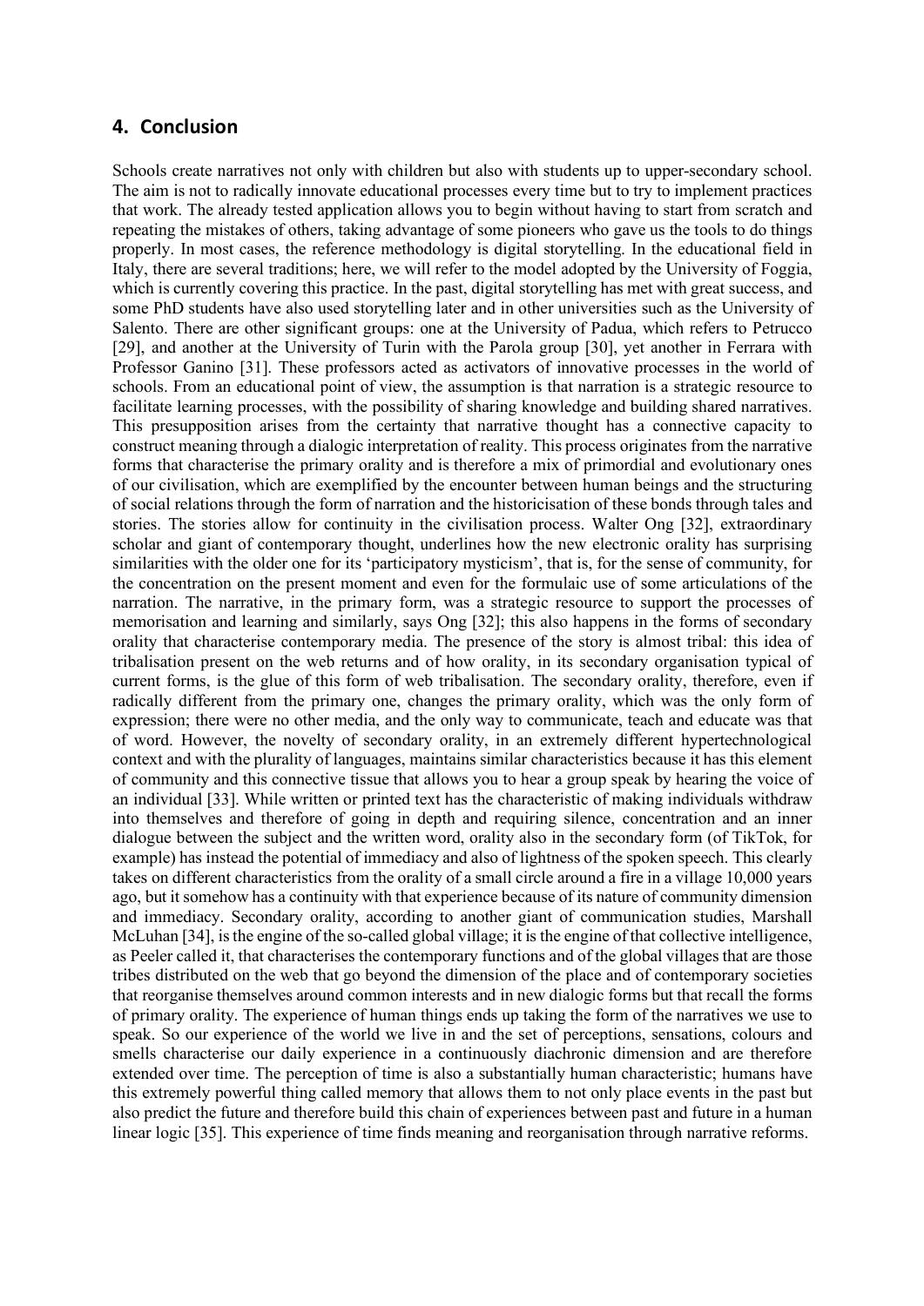## 4. Conclusion

Schools create narratives not only with children but also with students up to upper-secondary school. The aim is not to radically innovate educational processes every time but to try to implement practices that work. The already tested application allows you to begin without having to start from scratch and repeating the mistakes of others, taking advantage of some pioneers who gave us the tools to do things properly. In most cases, the reference methodology is digital storytelling. In the educational field in Italy, there are several traditions; here, we will refer to the model adopted by the University of Foggia, which is currently covering this practice. In the past, digital storytelling has met with great success, and some PhD students have also used storytelling later and in other universities such as the University of Salento. There are other significant groups: one at the University of Padua, which refers to Petrucco [29], and another at the University of Turin with the Parola group [30], yet another in Ferrara with Professor Ganino [31]. These professors acted as activators of innovative processes in the world of schools. From an educational point of view, the assumption is that narration is a strategic resource to facilitate learning processes, with the possibility of sharing knowledge and building shared narratives. This presupposition arises from the certainty that narrative thought has a connective capacity to construct meaning through a dialogic interpretation of reality. This process originates from the narrative forms that characterise the primary orality and is therefore a mix of primordial and evolutionary ones of our civilisation, which are exemplified by the encounter between human beings and the structuring of social relations through the form of narration and the historicisation of these bonds through tales and stories. The stories allow for continuity in the civilisation process. Walter Ong [32], extraordinary scholar and giant of contemporary thought, underlines how the new electronic orality has surprising similarities with the older one for its 'participatory mysticism', that is, for the sense of community, for the concentration on the present moment and even for the formulaic use of some articulations of the narration. The narrative, in the primary form, was a strategic resource to support the processes of memorisation and learning and similarly, says Ong [32]; this also happens in the forms of secondary orality that characterise contemporary media. The presence of the story is almost tribal: this idea of tribalisation present on the web returns and of how orality, in its secondary organisation typical of current forms, is the glue of this form of web tribalisation. The secondary orality, therefore, even if radically different from the primary one, changes the primary orality, which was the only form of expression; there were no other media, and the only way to communicate, teach and educate was that of word. However, the novelty of secondary orality, in an extremely different hypertechnological context and with the plurality of languages, maintains similar characteristics because it has this element of community and this connective tissue that allows you to hear a group speak by hearing the voice of an individual [33]. While written or printed text has the characteristic of making individuals withdraw into themselves and therefore of going in depth and requiring silence, concentration and an inner dialogue between the subject and the written word, orality also in the secondary form (of TikTok, for example) has instead the potential of immediacy and also of lightness of the spoken speech. This clearly takes on different characteristics from the orality of a small circle around a fire in a village 10,000 years ago, but it somehow has a continuity with that experience because of its nature of community dimension and immediacy. Secondary orality, according to another giant of communication studies, Marshall McLuhan [34], is the engine of the so-called global village; it is the engine of that collective intelligence, as Peeler called it, that characterises the contemporary functions and of the global villages that are those tribes distributed on the web that go beyond the dimension of the place and of contemporary societies that reorganise themselves around common interests and in new dialogic forms but that recall the forms of primary orality. The experience of human things ends up taking the form of the narratives we use to speak. So our experience of the world we live in and the set of perceptions, sensations, colours and smells characterise our daily experience in a continuously diachronic dimension and are therefore extended over time. The perception of time is also a substantially human characteristic; humans have this extremely powerful thing called memory that allows them to not only place events in the past but also predict the future and therefore build this chain of experiences between past and future in a human linear logic [35]. This experience of time finds meaning and reorganisation through narrative reforms.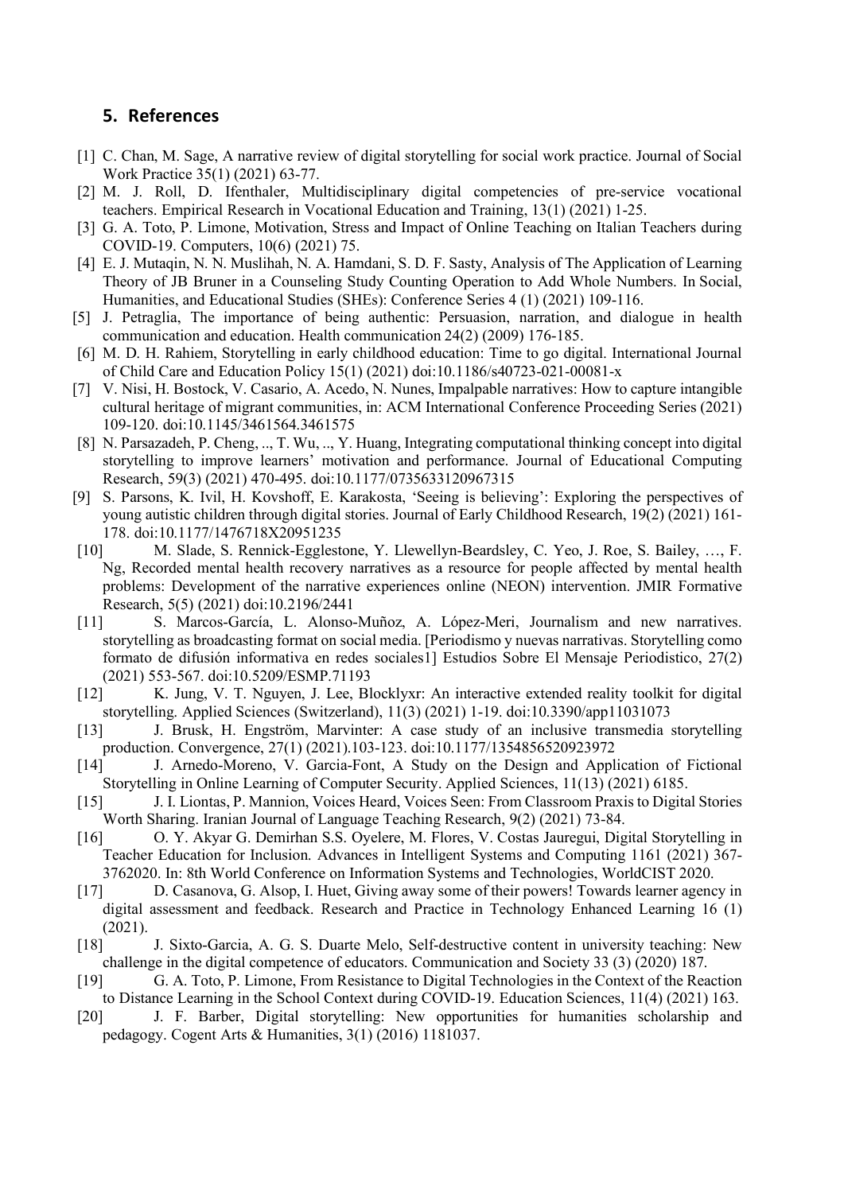## 5. References

[1] C. Chan, M. Sage, A narrative review of digital storytelling for social work practice. Journal of Social Work Practice 35(1) (2021) 63-77.

[2] M. J. Roll, D. Ifenthaler, Multidisciplinary digital competencies of pre-service vocational teachers. Empirical Research in Vocational Education and Training, 13(1) (2021) 1-25.

[3] G. A. Toto, P. Limone, Motivation, Stress and Impact of Online Teaching on Italian Teachers during COVID-19. Computers, 10(6) (2021) 75.

[4] E. J. Mutaqin, N. N. Muslihah, N. A. Hamdani, S. D. F. Sasty, Analysis of The Application of Learning Theory of JB Bruner in a Counseling Study Counting Operation to Add Whole Numbers. In Social, Humanities, and Educational Studies (SHEs): Conference Series 4 (1) (2021) 109-116.

[5] J. Petraglia, The importance of being authentic: Persuasion, narration, and dialogue in health communication and education. Health communication 24(2) (2009) 176-185.

[6] M. D. H. Rahiem, Storytelling in early childhood education: Time to go digital. International Journal of Child Care and Education Policy 15(1) (2021) doi:10.1186/s40723-021-00081-x

[7] V. Nisi, H. Bostock, V. Casario, A. Acedo, N. Nunes, Impalpable narratives: How to capture intangible cultural heritage of migrant communities, in: ACM International Conference Proceeding Series (2021) 109-120. doi:10.1145/3461564.3461575

[8] N. Parsazadeh, P. Cheng, .., T. Wu, .., Y. Huang, Integrating computational thinking concept into digital storytelling to improve learners' motivation and performance. Journal of Educational Computing Research, 59(3) (2021) 470-495. doi:10.1177/0735633120967315

[9] S. Parsons, K. Ivil, H. Kovshoff, E. Karakosta, 'Seeing is believing': Exploring the perspectives of young autistic children through digital stories. Journal of Early Childhood Research, 19(2) (2021) 161-178. doi:10.1177/1476718X20951235

[10] M. Slade, S. Rennick-Egglestone, Y. Llewellyn-Beardsley, C. Yeo, J. Roe, S. Bailey, …, F. Ng, Recorded mental health recovery narratives as a resource for people affected by mental health problems: Development of the narrative experiences online (NEON) intervention. JMIR Formative Research, 5(5) (2021) doi:10.2196/2441

[11] S. Marcos-García, L. Alonso-Muñoz, A. López-Meri, Journalism and new narratives. storytelling as broadcasting format on social media. [Periodismo y nuevas narrativas. Storytelling como formato de difusión informativa en redes sociales1] Estudios Sobre El Mensaje Periodistico, 27(2) (2021) 553-567. doi:10.5209/ESMP.71193

[12] K. Jung, V. T. Nguyen, J. Lee, Blocklyxr: An interactive extended reality toolkit for digital storytelling. Applied Sciences (Switzerland), 11(3) (2021) 1-19. doi:10.3390/app11031073

[13] J. Brusk, H. Engström, Marvinter: A case study of an inclusive transmedia storytelling production. Convergence, 27(1) (2021).103-123. doi:10.1177/1354856520923972

[14] J. Arnedo-Moreno, V. Garcia-Font, A Study on the Design and Application of Fictional Storytelling in Online Learning of Computer Security. Applied Sciences, 11(13) (2021) 6185.

[15] J. I. Liontas, P. Mannion, Voices Heard, Voices Seen: From Classroom Praxis to Digital Stories Worth Sharing. Iranian Journal of Language Teaching Research, 9(2) (2021) 73-84.

[16] O. Y. Akyar G. Demirhan S.S. Oyelere, M. Flores, V. Costas Jauregui, Digital Storytelling in Teacher Education for Inclusion. Advances in Intelligent Systems and Computing 1161 (2021) 367-3762020. In: 8th World Conference on Information Systems and Technologies, WorldCIST 2020.

[17] D. Casanova, G. Alsop, I. Huet, Giving away some of their powers! Towards learner agency in digital assessment and feedback. Research and Practice in Technology Enhanced Learning 16 (1) (2021).

[18] J. Sixto-Garcia, A. G. S. Duarte Melo, Self-destructive content in university teaching: New challenge in the digital competence of educators. Communication and Society 33 (3) (2020) 187.

[19] G. A. Toto, P. Limone, From Resistance to Digital Technologies in the Context of the Reaction to Distance Learning in the School Context during COVID-19. Education Sciences, 11(4) (2021) 163.

[20] J. F. Barber, Digital storytelling: New opportunities for humanities scholarship and pedagogy. Cogent Arts & Humanities, 3(1) (2016) 1181037.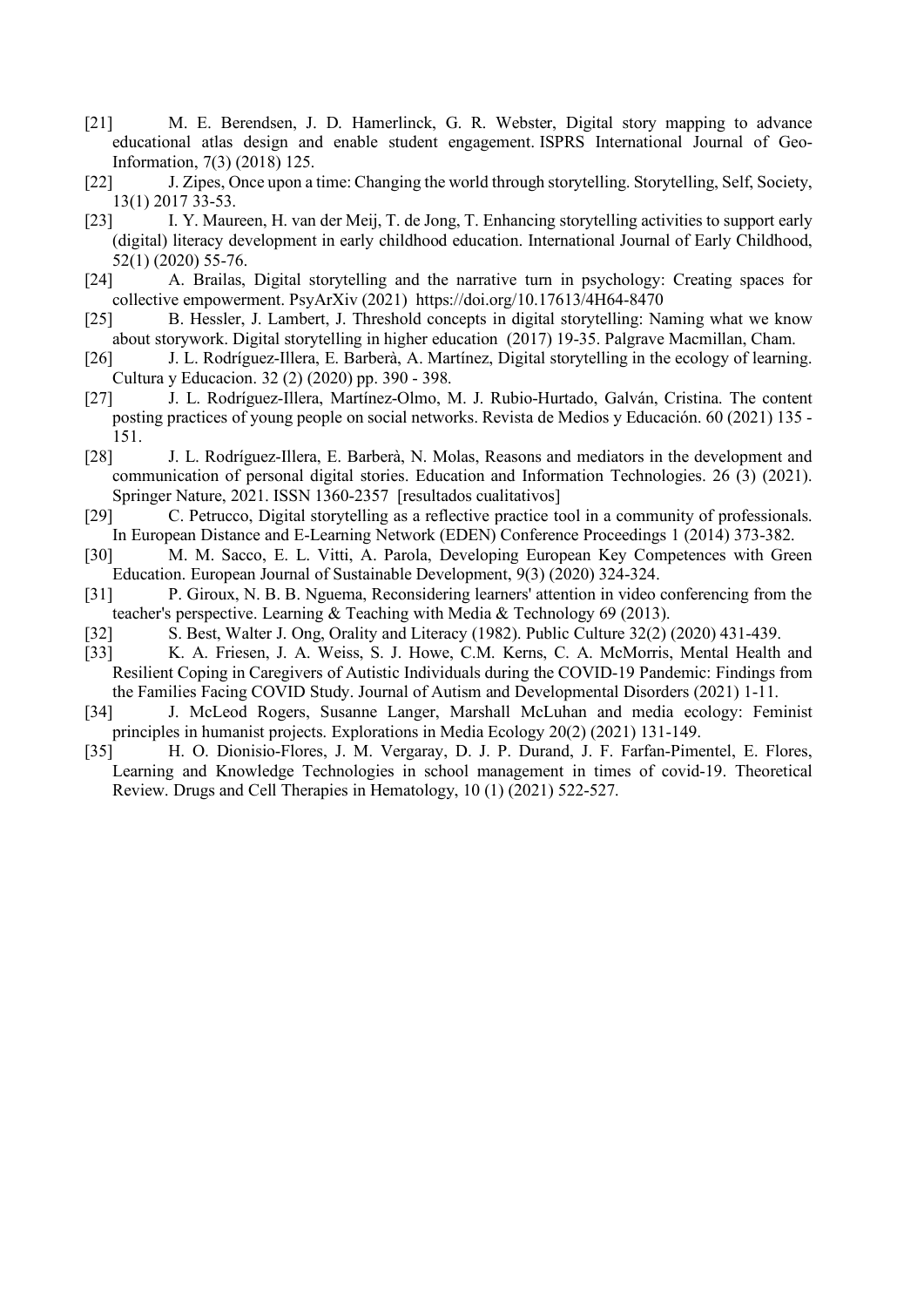[21] M. E. Berendsen, J. D. Hamerlinck, G. R. Webster, Digital story mapping to advance educational atlas design and enable student engagement. ISPRS International Journal of Geo-Information, 7(3) (2018) 125.

[22] J. Zipes, Once upon a time: Changing the world through storytelling. Storytelling, Self, Society, 13(1) 2017 33-53.

[23] I. Y. Maureen, H. van der Meij, T. de Jong, T. Enhancing storytelling activities to support early (digital) literacy development in early childhood education. International Journal of Early Childhood, 52(1) (2020) 55-76.

[24] A. Brailas, Digital storytelling and the narrative turn in psychology: Creating spaces for collective empowerment. PsyArXiv (2021) https://doi.org/10.17613/4H64-8470

[25] B. Hessler, J. Lambert, J. Threshold concepts in digital storytelling: Naming what we know about storywork. Digital storytelling in higher education (2017) 19-35. Palgrave Macmillan, Cham.

[26] J. L. Rodríguez-Illera, E. Barberà, A. Martínez, Digital storytelling in the ecology of learning. Cultura y Educacion. 32 (2) (2020) pp. 390 - 398.

[27] J. L. Rodríguez-Illera, Martínez-Olmo, M. J. Rubio-Hurtado, Galván, Cristina. The content posting practices of young people on social networks. Revista de Medios y Educación. 60 (2021) 135 - 151.

[28] J. L. Rodríguez-Illera, E. Barberà, N. Molas, Reasons and mediators in the development and communication of personal digital stories. Education and Information Technologies. 26 (3) (2021). Springer Nature, 2021. ISSN 1360-2357 [resultados cualitativos]

[29] C. Petrucco, Digital storytelling as a reflective practice tool in a community of professionals. In European Distance and E-Learning Network (EDEN) Conference Proceedings 1 (2014) 373-382.

[30] M. M. Sacco, E. L. Vitti, A. Parola, Developing European Key Competences with Green Education. European Journal of Sustainable Development, 9(3) (2020) 324-324.

[31] P. Giroux, N. B. B. Nguema, Reconsidering learners' attention in video conferencing from the teacher's perspective. Learning & Teaching with Media & Technology 69 (2013).

[32] S. Best, Walter J. Ong, Orality and Literacy (1982). Public Culture 32(2) (2020) 431-439.

[33] K. A. Friesen, J. A. Weiss, S. J. Howe, C.M. Kerns, C. A. McMorris, Mental Health and Resilient Coping in Caregivers of Autistic Individuals during the COVID-19 Pandemic: Findings from the Families Facing COVID Study. Journal of Autism and Developmental Disorders (2021) 1-11.

[34] J. McLeod Rogers, Susanne Langer, Marshall McLuhan and media ecology: Feminist principles in humanist projects. Explorations in Media Ecology 20(2) (2021) 131-149.

[35] H. O. Dionisio-Flores, J. M. Vergaray, D. J. P. Durand, J. F. Farfan-Pimentel, E. Flores, Learning and Knowledge Technologies in school management in times of covid-19. Theoretical Review. Drugs and Cell Therapies in Hematology, 10 (1) (2021) 522-527.